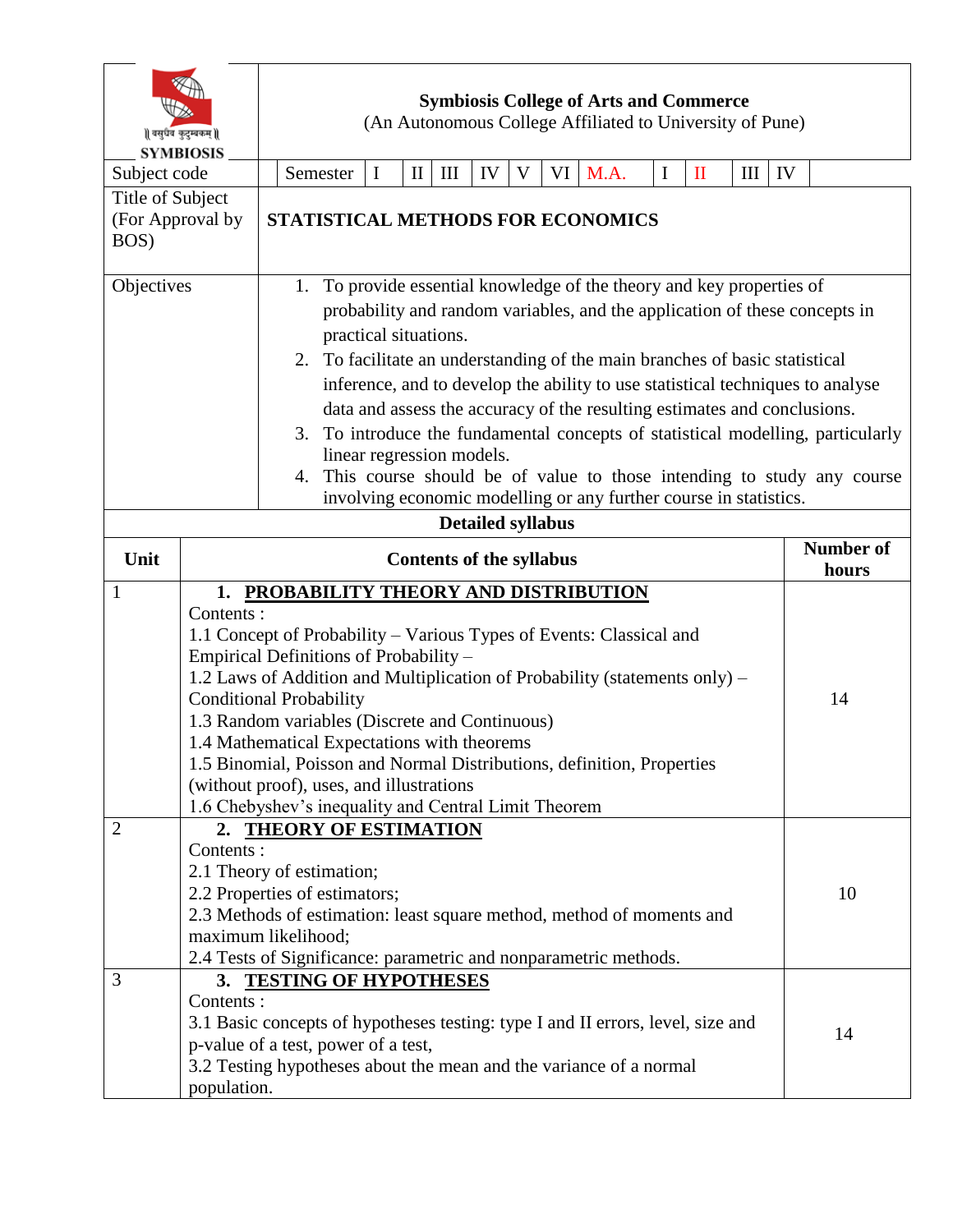| SYMBIOSIS | **Symbiosis College of Arts and Commerce** (An Autonomous College Affiliated to University of Pune) |
|---|---|
| Subject code | Semester I II III IV V VI M.A. I II III IV |
| Title of Subject (For Approval by BOS) | **STATISTICAL METHODS FOR ECONOMICS** |
| Objectives | 1. To provide essential knowledge of the theory and key properties of probability and random variables, and the application of these concepts in practical situations. <br> 2. To facilitate an understanding of the main branches of basic statistical inference, and to develop the ability to use statistical techniques to analyse data and assess the accuracy of the resulting estimates and conclusions. <br> 3. To introduce the fundamental concepts of statistical modelling, particularly linear regression models. <br> 4. This course should be of value to those intending to study any course involving economic modelling or any further course in statistics. |

**Detailed syllabus**

| Unit | Contents of the syllabus | Number of hours |
|---|---|---|
| 1 | **1. <u>PROBABILITY THEORY AND DISTRIBUTION</u>** <br> Contents : <br> 1.1 Concept of Probability – Various Types of Events: Classical and Empirical Definitions of Probability – <br> 1.2 Laws of Addition and Multiplication of Probability (statements only) – Conditional Probability <br> 1.3 Random variables (Discrete and Continuous) <br> 1.4 Mathematical Expectations with theorems <br> 1.5 Binomial, Poisson and Normal Distributions, definition, Properties (without proof), uses, and illustrations <br> 1.6 Chebyshev's inequality and Central Limit Theorem | 14 |
| 2 | **2. <u>THEORY OF ESTIMATION</u>** <br> Contents : <br> 2.1 Theory of estimation; <br> 2.2 Properties of estimators; <br> 2.3 Methods of estimation: least square method, method of moments and maximum likelihood; <br> 2.4 Tests of Significance: parametric and nonparametric methods. | 10 |
| 3 | **3. <u>TESTING OF HYPOTHESES</u>** <br> Contents : <br> 3.1 Basic concepts of hypotheses testing: type I and II errors, level, size and p-value of a test, power of a test, <br> 3.2 Testing hypotheses about the mean and the variance of a normal population. | 14 |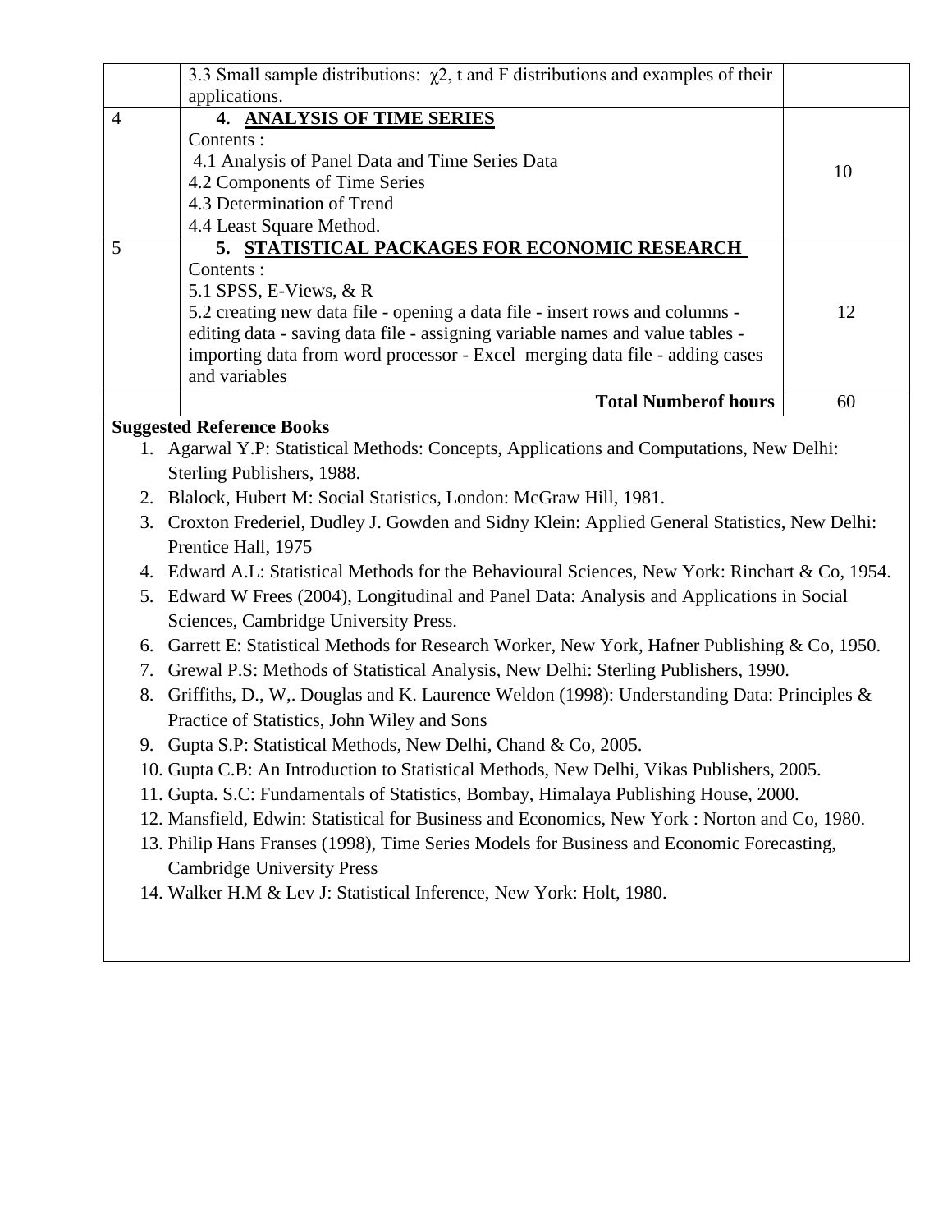| | | |
|---|---|---|
| | 3.3 Small sample distributions: $\chi2$, t and F distributions and examples of their applications. | |
| 4 | **4. ANALYSIS OF TIME SERIES**<br>Contents :<br>4.1 Analysis of Panel Data and Time Series Data<br>4.2 Components of Time Series<br>4.3 Determination of Trend<br>4.4 Least Square Method. | 10 |
| 5 | **5. STATISTICAL PACKAGES FOR ECONOMIC RESEARCH**<br>Contents :<br>5.1 SPSS, E-Views, & R<br>5.2 creating new data file - opening a data file - insert rows and columns - editing data - saving data file - assigning variable names and value tables - importing data from word processor - Excel merging data file - adding cases and variables | 12 |
| | **Total Numberof hours** | 60 |

**Suggested Reference Books**

1. Agarwal Y.P: Statistical Methods: Concepts, Applications and Computations, New Delhi: Sterling Publishers, 1988.
2. Blalock, Hubert M: Social Statistics, London: McGraw Hill, 1981.
3. Croxton Frederiel, Dudley J. Gowden and Sidny Klein: Applied General Statistics, New Delhi: Prentice Hall, 1975
4. Edward A.L: Statistical Methods for the Behavioural Sciences, New York: Rinchart & Co, 1954.
5. Edward W Frees (2004), Longitudinal and Panel Data: Analysis and Applications in Social Sciences, Cambridge University Press.
6. Garrett E: Statistical Methods for Research Worker, New York, Hafner Publishing & Co, 1950.
7. Grewal P.S: Methods of Statistical Analysis, New Delhi: Sterling Publishers, 1990.
8. Griffiths, D., W,. Douglas and K. Laurence Weldon (1998): Understanding Data: Principles & Practice of Statistics, John Wiley and Sons
9. Gupta S.P: Statistical Methods, New Delhi, Chand & Co, 2005.
10. Gupta C.B: An Introduction to Statistical Methods, New Delhi, Vikas Publishers, 2005.
11. Gupta. S.C: Fundamentals of Statistics, Bombay, Himalaya Publishing House, 2000.
12. Mansfield, Edwin: Statistical for Business and Economics, New York : Norton and Co, 1980.
13. Philip Hans Franses (1998), Time Series Models for Business and Economic Forecasting, Cambridge University Press
14. Walker H.M & Lev J: Statistical Inference, New York: Holt, 1980.